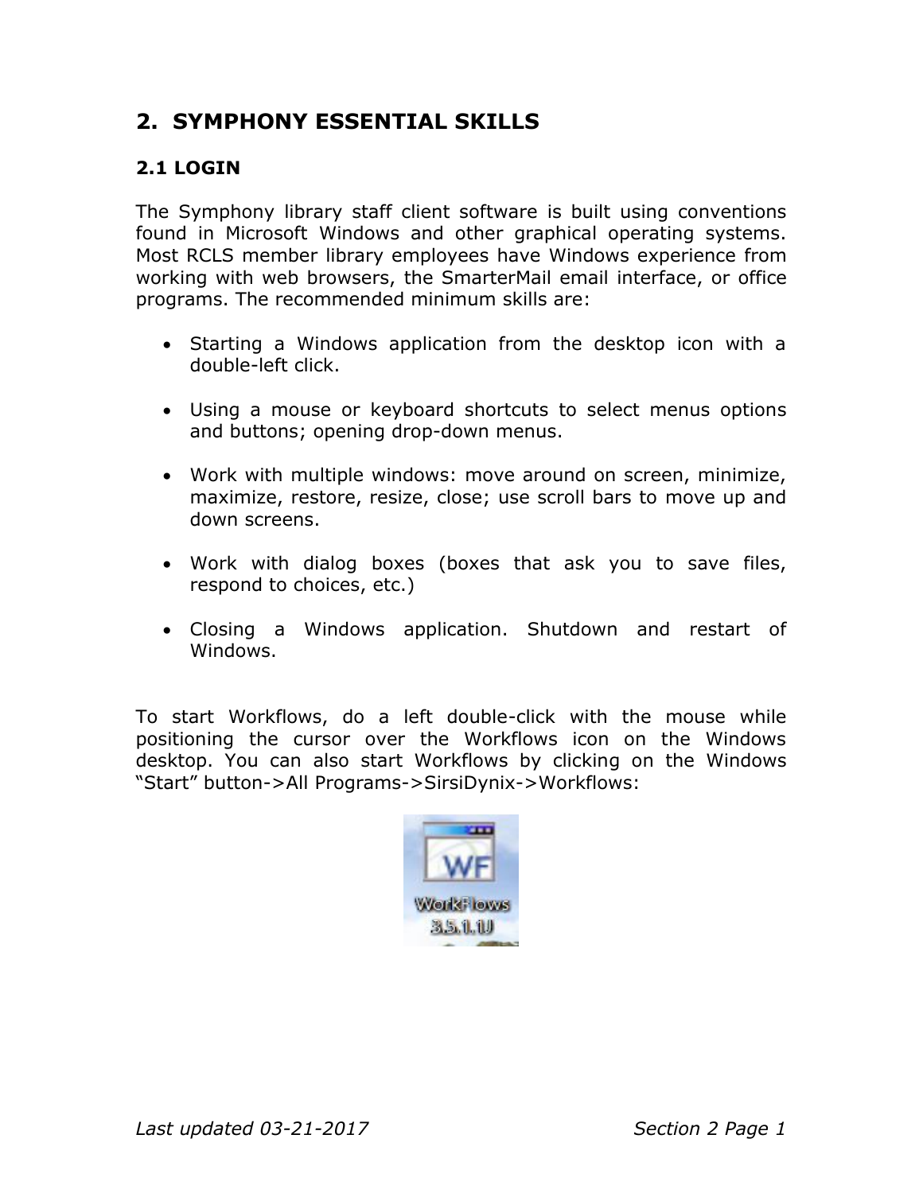## 2. SYMPHONY ESSENTIAL SKILLS

### 2.1 LOGIN

The Symphony library staff client software is built using conventions found in Microsoft Windows and other graphical operating systems. Most RCLS member library employees have Windows experience from working with web browsers, the SmarterMail email interface, or office programs. The recommended minimum skills are:

- Starting a Windows application from the desktop icon with a double-left click.
- Using a mouse or keyboard shortcuts to select menus options and buttons; opening drop-down menus.
- Work with multiple windows: move around on screen, minimize, maximize, restore, resize, close; use scroll bars to move up and down screens.
- Work with dialog boxes (boxes that ask you to save files, respond to choices, etc.)
- Closing a Windows application. Shutdown and restart of Windows.

To start Workflows, do a left double-click with the mouse while positioning the cursor over the Workflows icon on the Windows desktop. You can also start Workflows by clicking on the Windows "Start" button->All Programs->SirsiDynix->Workflows: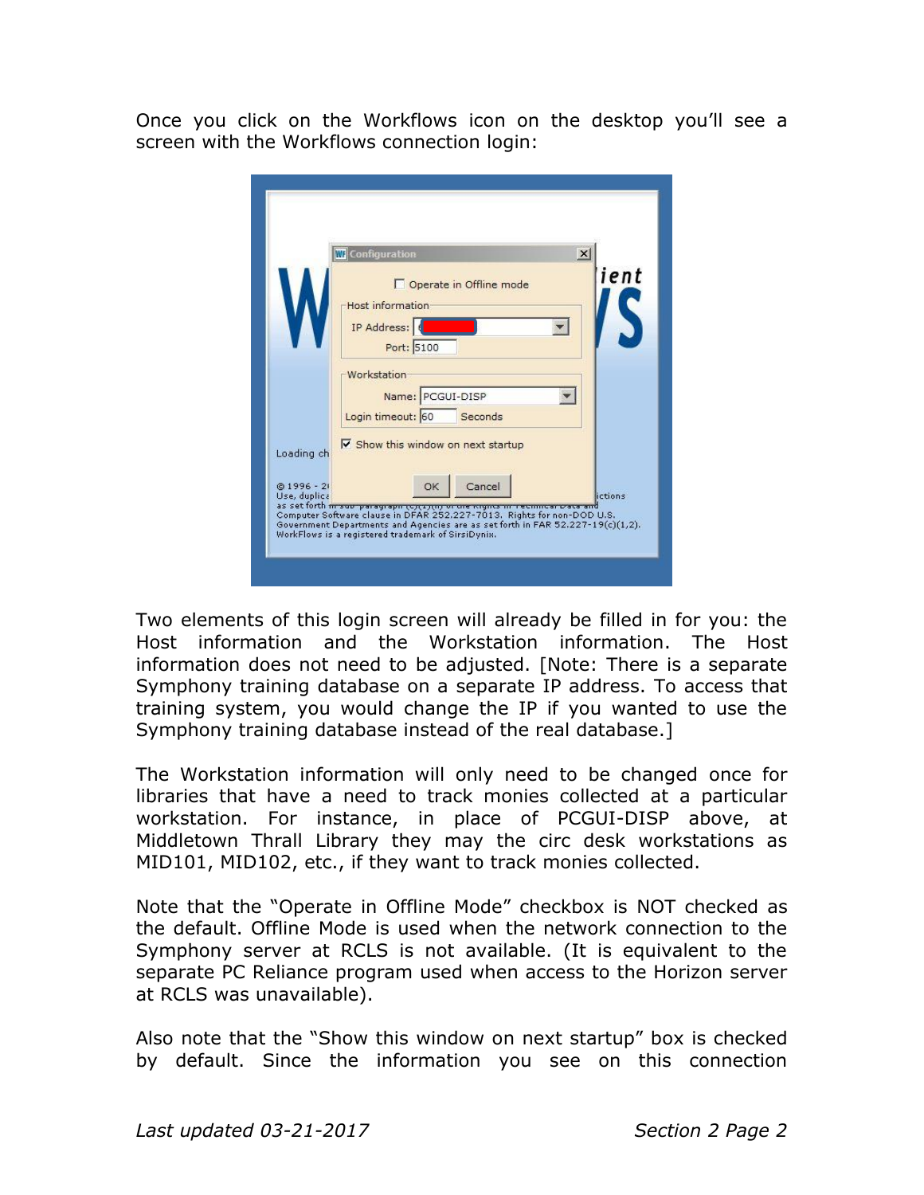Once you click on the Workflows icon on the desktop you'll see a screen with the Workflows connection login:

Two elements of this login screen will already be filled in for you: the Host information and the Workstation information. The Host information does not need to be adjusted. [Note: There is a separate Symphony training database on a separate IP address. To access that training system, you would change the IP if you wanted to use the Symphony training database instead of the real database.]

The Workstation information will only need to be changed once for libraries that have a need to track monies collected at a particular workstation. For instance, in place of PCGUI-DISP above, at Middletown Thrall Library they may the circ desk workstations as MID101, MID102, etc., if they want to track monies collected.

Note that the "Operate in Offline Mode" checkbox is NOT checked as the default. Offline Mode is used when the network connection to the Symphony server at RCLS is not available. (It is equivalent to the separate PC Reliance program used when access to the Horizon server at RCLS was unavailable).

Also note that the "Show this window on next startup" box is checked by default. Since the information you see on this connection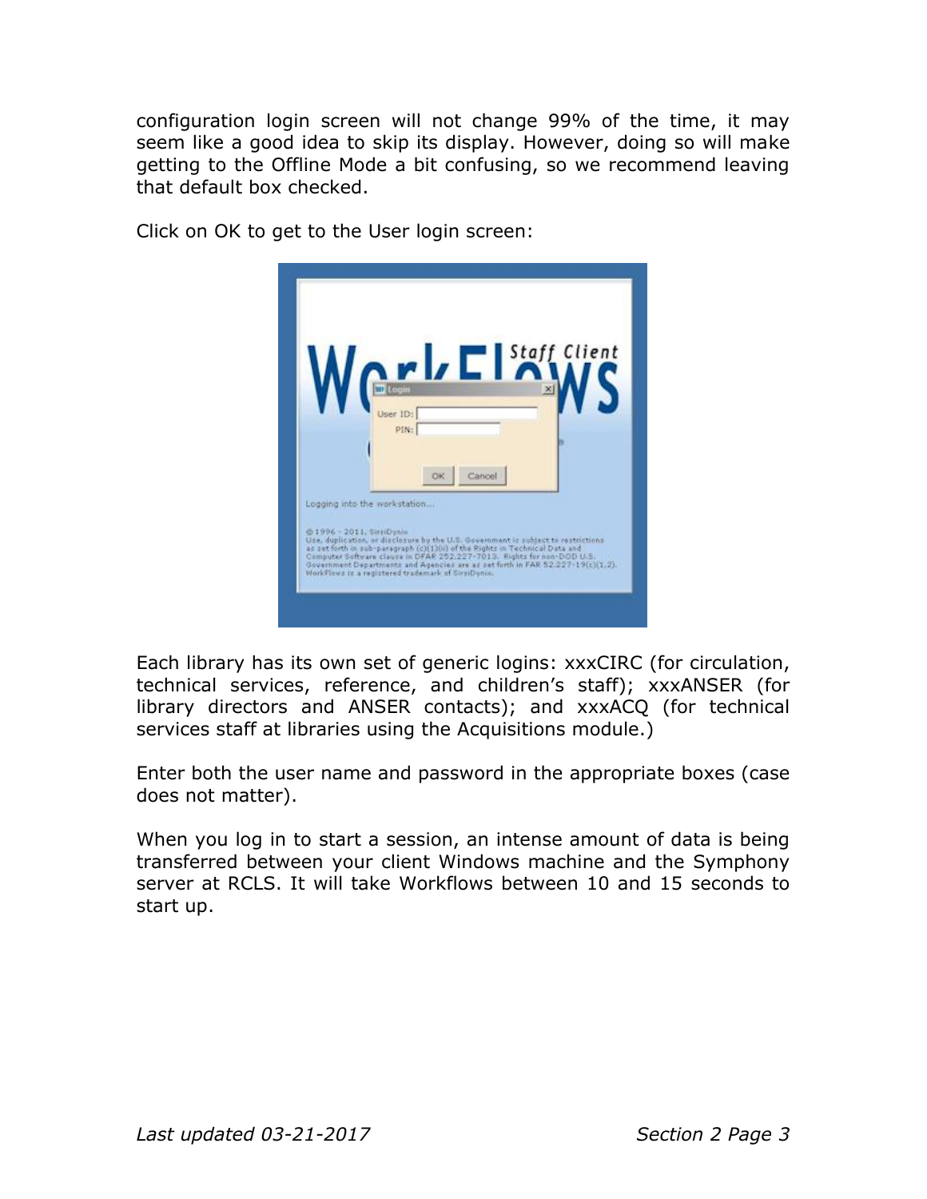configuration login screen will not change 99% of the time, it may seem like a good idea to skip its display. However, doing so will make getting to the Offline Mode a bit confusing, so we recommend leaving that default box checked.

Click on OK to get to the User login screen:

Each library has its own set of generic logins: xxxCIRC (for circulation, technical services, reference, and children's staff); xxxANSER (for library directors and ANSER contacts); and xxxACQ (for technical services staff at libraries using the Acquisitions module.)

Enter both the user name and password in the appropriate boxes (case does not matter).

When you log in to start a session, an intense amount of data is being transferred between your client Windows machine and the Symphony server at RCLS. It will take Workflows between 10 and 15 seconds to start up.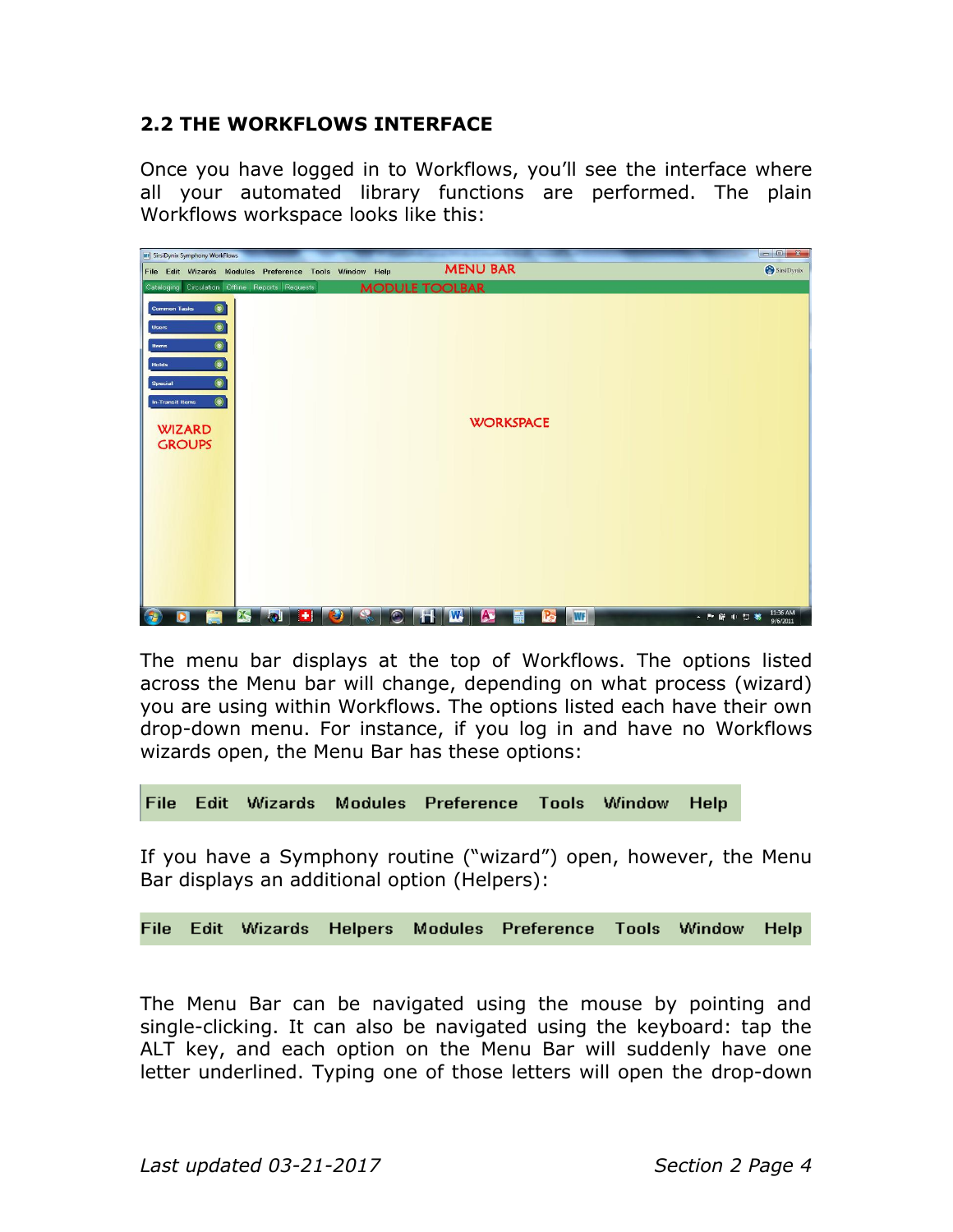## 2.2 THE WORKFLOWS INTERFACE

Once you have logged in to Workflows, you'll see the interface where all your automated library functions are performed. The plain Workflows workspace looks like this:

The menu bar displays at the top of Workflows. The options listed across the Menu bar will change, depending on what process (wizard) you are using within Workflows. The options listed each have their own drop-down menu. For instance, if you log in and have no Workflows wizards open, the Menu Bar has these options:

File Edit Wizards Modules Preference Tools Window Help

If you have a Symphony routine ("wizard") open, however, the Menu Bar displays an additional option (Helpers):

File Edit Wizards Helpers Modules Preference Tools Window Help

The Menu Bar can be navigated using the mouse by pointing and single-clicking. It can also be navigated using the keyboard: tap the ALT key, and each option on the Menu Bar will suddenly have one letter underlined. Typing one of those letters will open the drop-down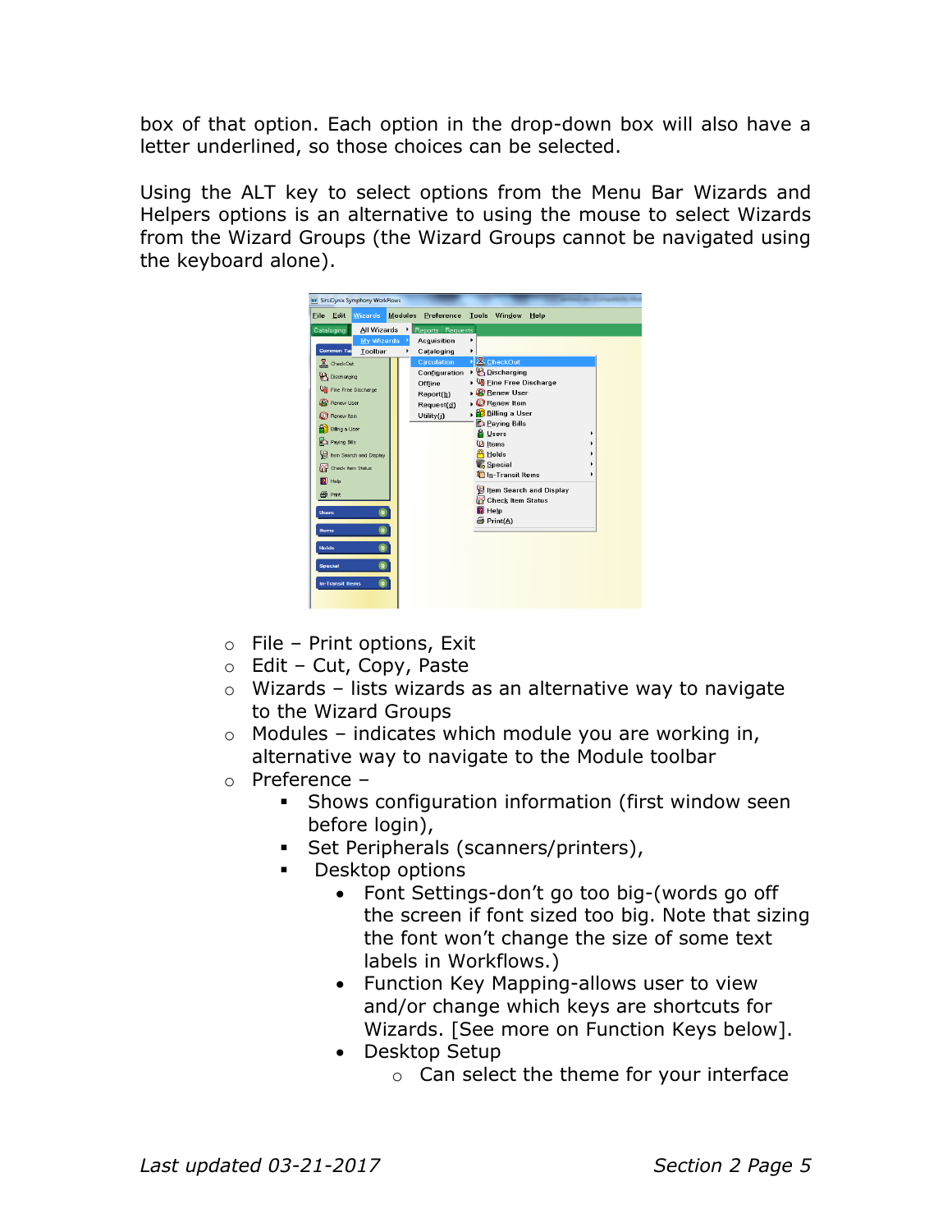box of that option. Each option in the drop-down box will also have a letter underlined, so those choices can be selected.

Using the ALT key to select options from the Menu Bar Wizards and Helpers options is an alternative to using the mouse to select Wizards from the Wizard Groups (the Wizard Groups cannot be navigated using the keyboard alone).

- File – Print options, Exit
- Edit – Cut, Copy, Paste
- Wizards – lists wizards as an alternative way to navigate to the Wizard Groups
- Modules – indicates which module you are working in, alternative way to navigate to the Module toolbar
- Preference –
  - Shows configuration information (first window seen before login),
  - Set Peripherals (scanners/printers),
  - Desktop options
    - Font Settings-don't go too big-(words go off the screen if font sized too big. Note that sizing the font won't change the size of some text labels in Workflows.)
    - Function Key Mapping-allows user to view and/or change which keys are shortcuts for Wizards. [See more on Function Keys below].
    - Desktop Setup
      - Can select the theme for your interface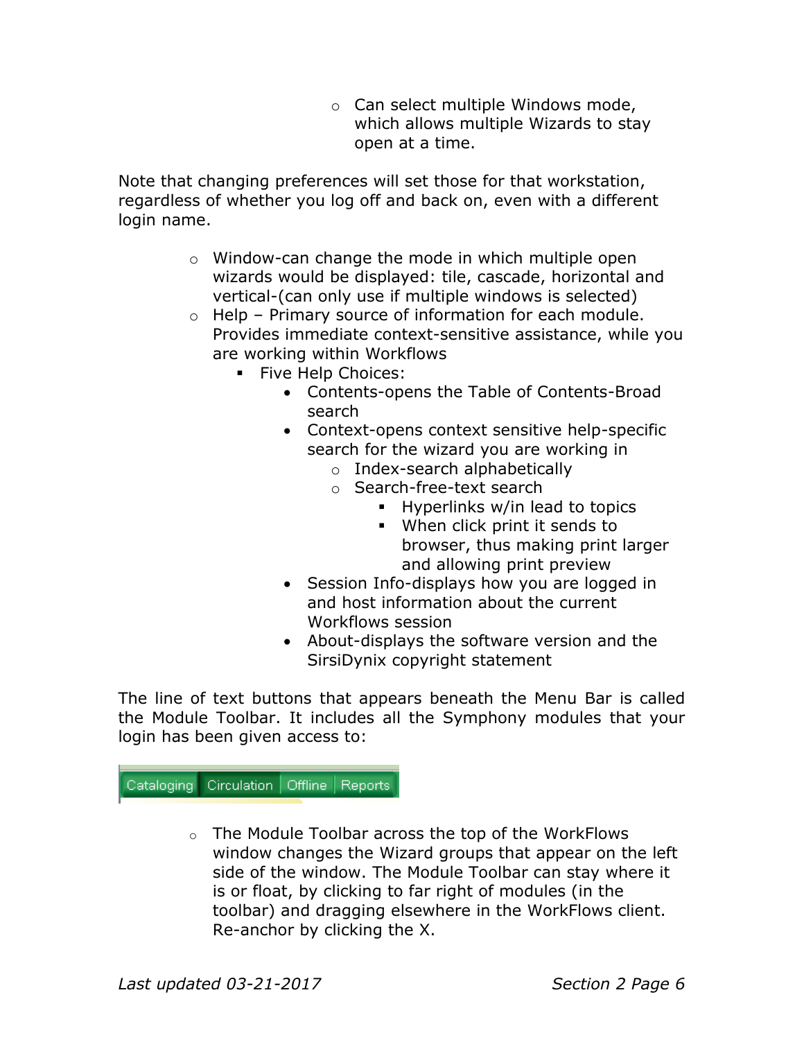- Can select multiple Windows mode, which allows multiple Wizards to stay open at a time.

Note that changing preferences will set those for that workstation, regardless of whether you log off and back on, even with a different login name.

- Window-can change the mode in which multiple open wizards would be displayed: tile, cascade, horizontal and vertical-(can only use if multiple windows is selected)
- Help – Primary source of information for each module. Provides immediate context-sensitive assistance, while you are working within Workflows
  - Five Help Choices:
    - Contents-opens the Table of Contents-Broad search
    - Context-opens context sensitive help-specific search for the wizard you are working in
      - Index-search alphabetically
      - Search-free-text search
        - Hyperlinks w/in lead to topics
        - When click print it sends to browser, thus making print larger and allowing print preview
    - Session Info-displays how you are logged in and host information about the current Workflows session
    - About-displays the software version and the SirsiDynix copyright statement

The line of text buttons that appears beneath the Menu Bar is called the Module Toolbar. It includes all the Symphony modules that your login has been given access to:

Cataloging | Circulation | Offline | Reports

- The Module Toolbar across the top of the WorkFlows window changes the Wizard groups that appear on the left side of the window. The Module Toolbar can stay where it is or float, by clicking to far right of modules (in the toolbar) and dragging elsewhere in the WorkFlows client. Re-anchor by clicking the X.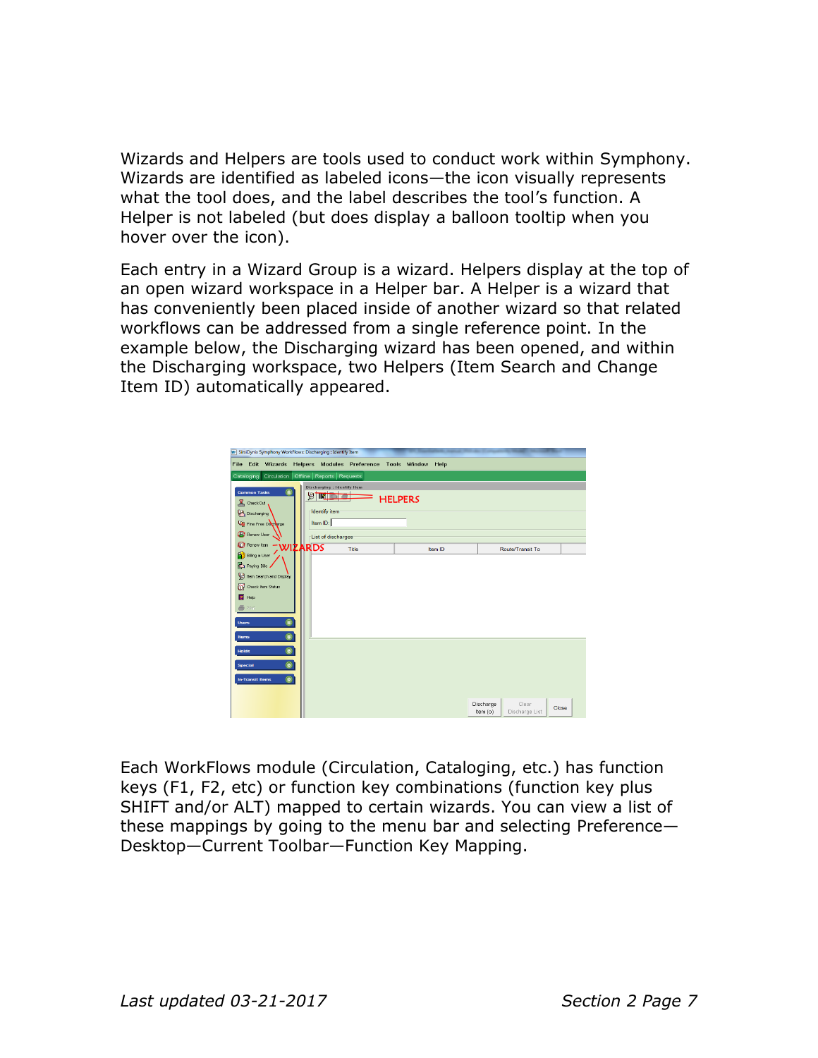Wizards and Helpers are tools used to conduct work within Symphony. Wizards are identified as labeled icons—the icon visually represents what the tool does, and the label describes the tool's function. A Helper is not labeled (but does display a balloon tooltip when you hover over the icon).

Each entry in a Wizard Group is a wizard. Helpers display at the top of an open wizard workspace in a Helper bar. A Helper is a wizard that has conveniently been placed inside of another wizard so that related workflows can be addressed from a single reference point. In the example below, the Discharging wizard has been opened, and within the Discharging workspace, two Helpers (Item Search and Change Item ID) automatically appeared.

Each WorkFlows module (Circulation, Cataloging, etc.) has function keys (F1, F2, etc) or function key combinations (function key plus SHIFT and/or ALT) mapped to certain wizards. You can view a list of these mappings by going to the menu bar and selecting Preference—Desktop—Current Toolbar—Function Key Mapping.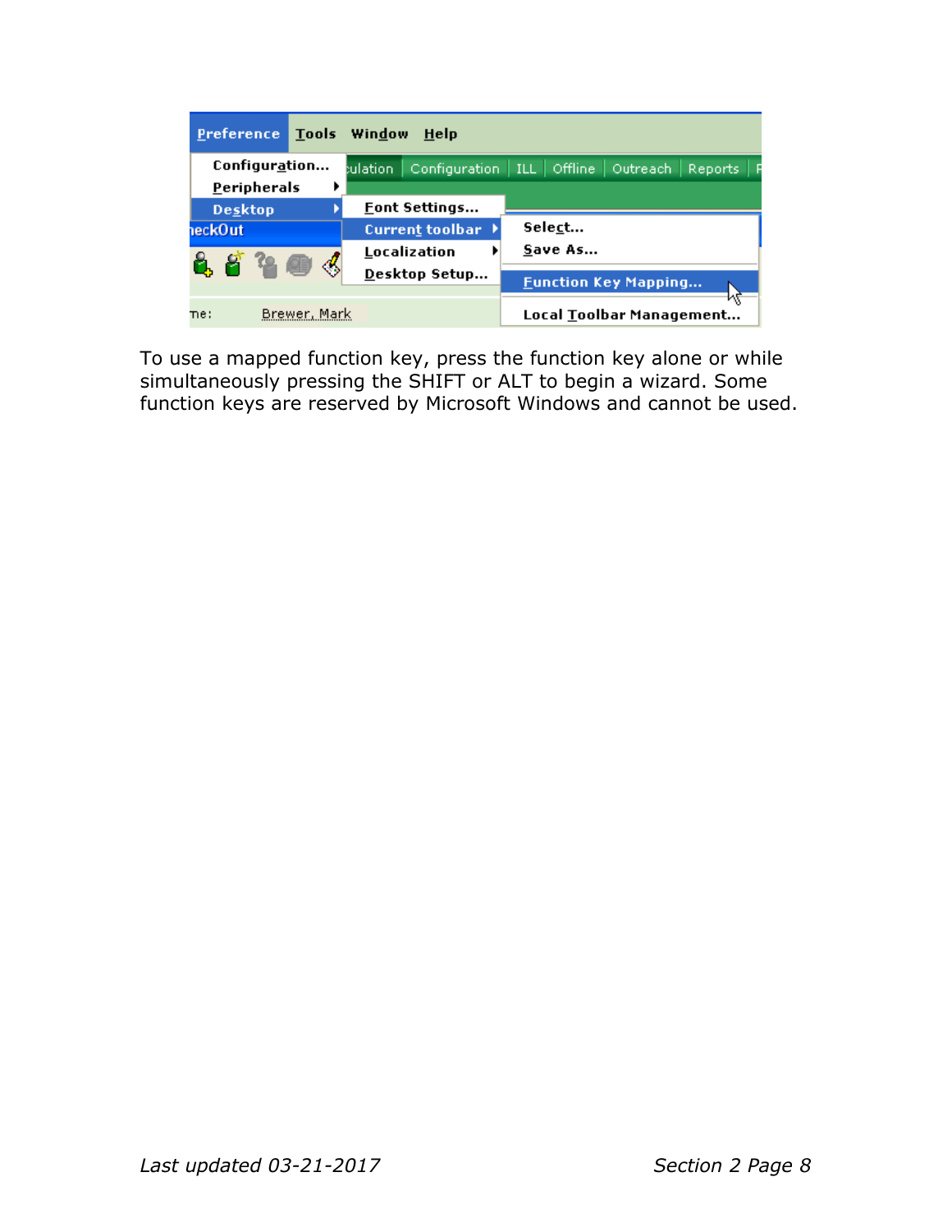To use a mapped function key, press the function key alone or while simultaneously pressing the SHIFT or ALT to begin a wizard. Some function keys are reserved by Microsoft Windows and cannot be used.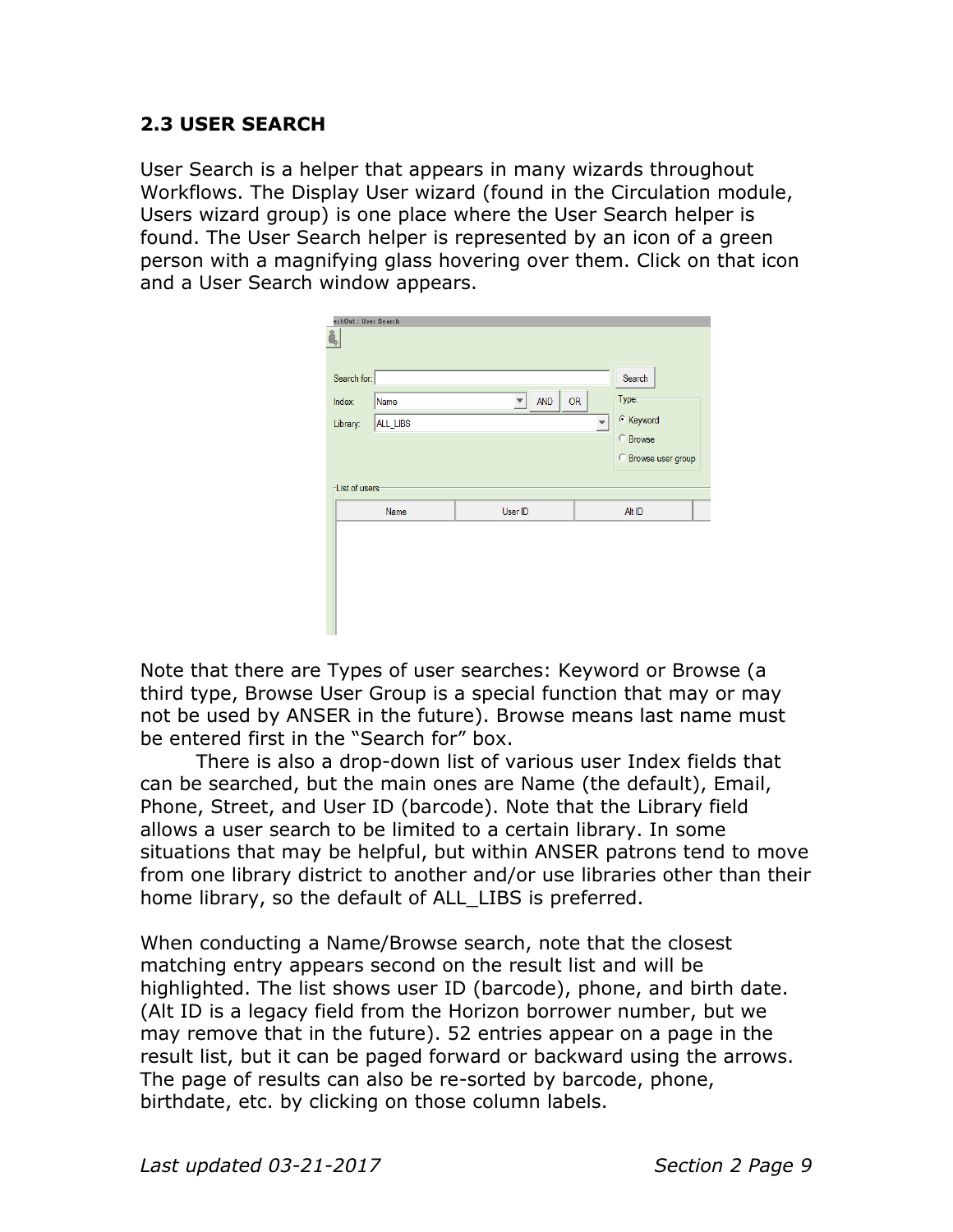## 2.3 USER SEARCH

User Search is a helper that appears in many wizards throughout Workflows. The Display User wizard (found in the Circulation module, Users wizard group) is one place where the User Search helper is found. The User Search helper is represented by an icon of a green person with a magnifying glass hovering over them. Click on that icon and a User Search window appears.

Note that there are Types of user searches: Keyword or Browse (a third type, Browse User Group is a special function that may or may not be used by ANSER in the future). Browse means last name must be entered first in the “Search for” box.

There is also a drop-down list of various user Index fields that can be searched, but the main ones are Name (the default), Email, Phone, Street, and User ID (barcode). Note that the Library field allows a user search to be limited to a certain library. In some situations that may be helpful, but within ANSER patrons tend to move from one library district to another and/or use libraries other than their home library, so the default of ALL_LIBS is preferred.

When conducting a Name/Browse search, note that the closest matching entry appears second on the result list and will be highlighted. The list shows user ID (barcode), phone, and birth date. (Alt ID is a legacy field from the Horizon borrower number, but we may remove that in the future). 52 entries appear on a page in the result list, but it can be paged forward or backward using the arrows. The page of results can also be re-sorted by barcode, phone, birthdate, etc. by clicking on those column labels.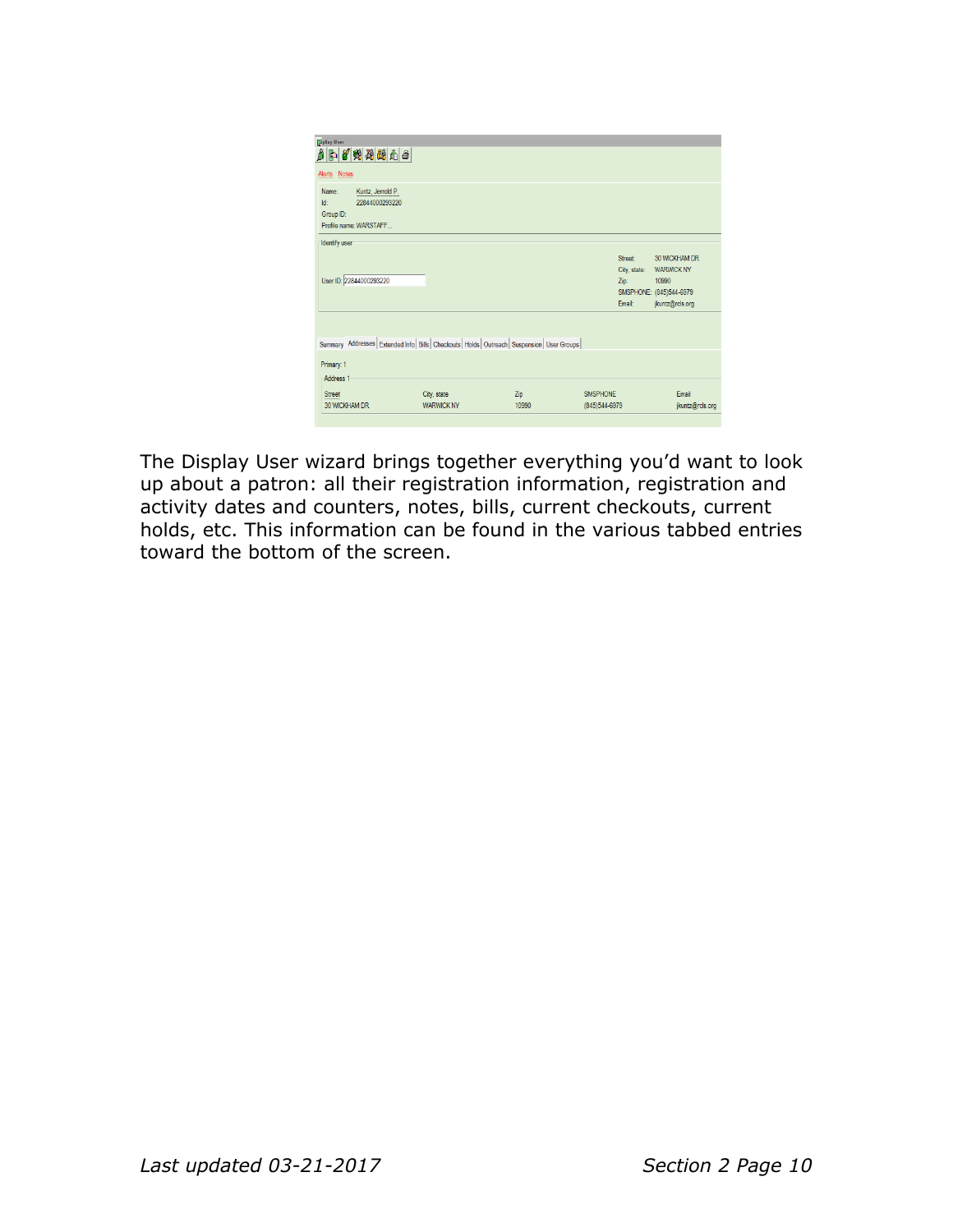The Display User wizard brings together everything you'd want to look up about a patron: all their registration information, registration and activity dates and counters, notes, bills, current checkouts, current holds, etc. This information can be found in the various tabbed entries toward the bottom of the screen.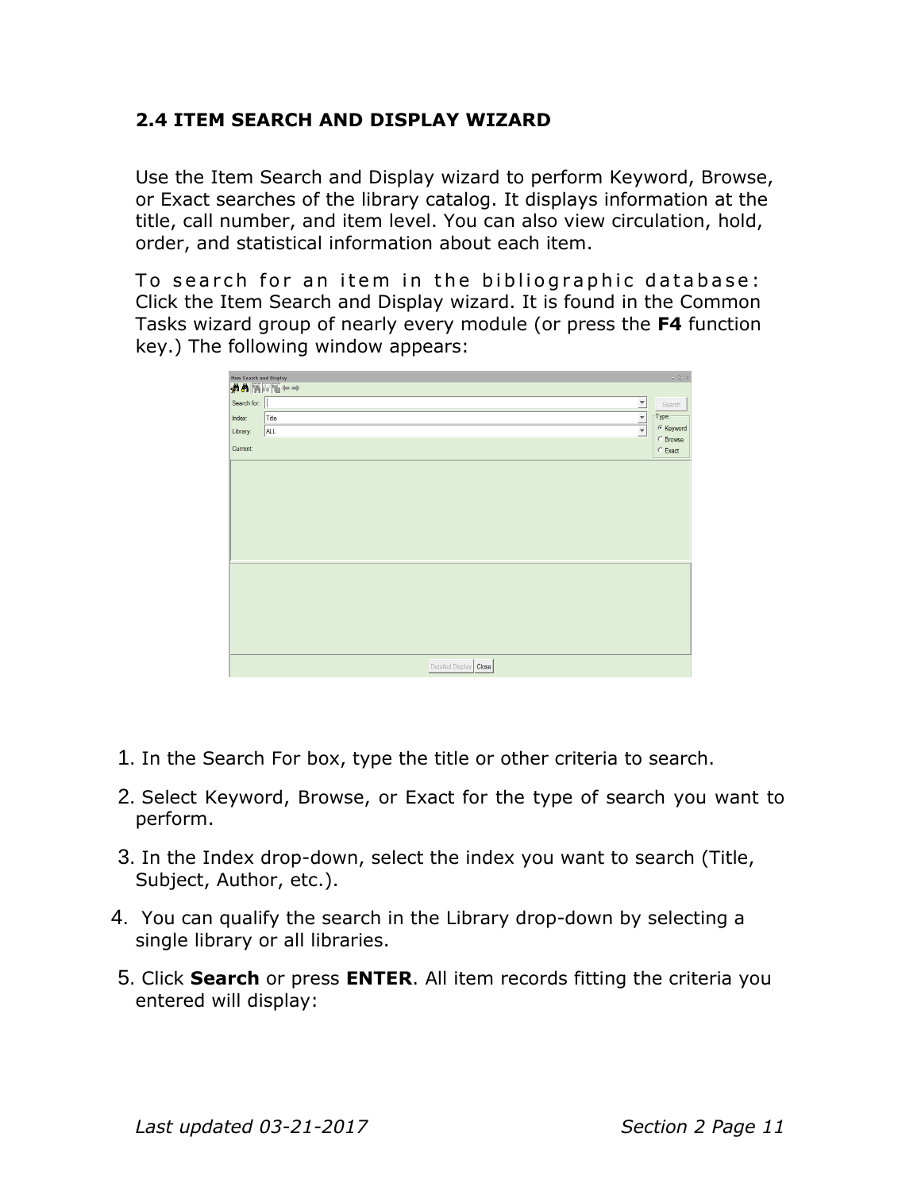### 2.4 ITEM SEARCH AND DISPLAY WIZARD

Use the Item Search and Display wizard to perform Keyword, Browse, or Exact searches of the library catalog. It displays information at the title, call number, and item level. You can also view circulation, hold, order, and statistical information about each item.

To search for an item in the bibliographic database: Click the Item Search and Display wizard. It is found in the Common Tasks wizard group of nearly every module (or press the **F4** function key.) The following window appears:

1. In the Search For box, type the title or other criteria to search.
2. Select Keyword, Browse, or Exact for the type of search you want to perform.
3. In the Index drop-down, select the index you want to search (Title, Subject, Author, etc.).
4. You can qualify the search in the Library drop-down by selecting a single library or all libraries.
5. Click **Search** or press **ENTER**. All item records fitting the criteria you entered will display: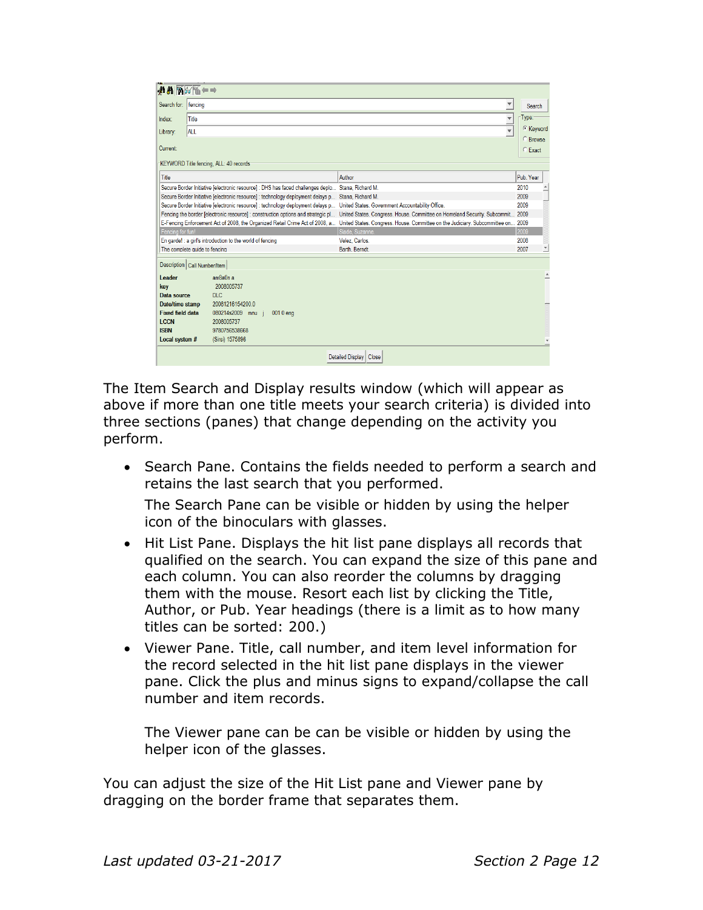The Item Search and Display results window (which will appear as above if more than one title meets your search criteria) is divided into three sections (panes) that change depending on the activity you perform.

- Search Pane. Contains the fields needed to perform a search and retains the last search that you performed.

  The Search Pane can be visible or hidden by using the helper icon of the binoculars with glasses.

- Hit List Pane. Displays the hit list pane displays all records that qualified on the search. You can expand the size of this pane and each column. You can also reorder the columns by dragging them with the mouse. Resort each list by clicking the Title, Author, or Pub. Year headings (there is a limit as to how many titles can be sorted: 200.)

- Viewer Pane. Title, call number, and item level information for the record selected in the hit list pane displays in the viewer pane. Click the plus and minus signs to expand/collapse the call number and item records.

  The Viewer pane can be can be visible or hidden by using the helper icon of the glasses.

You can adjust the size of the Hit List pane and Viewer pane by dragging on the border frame that separates them.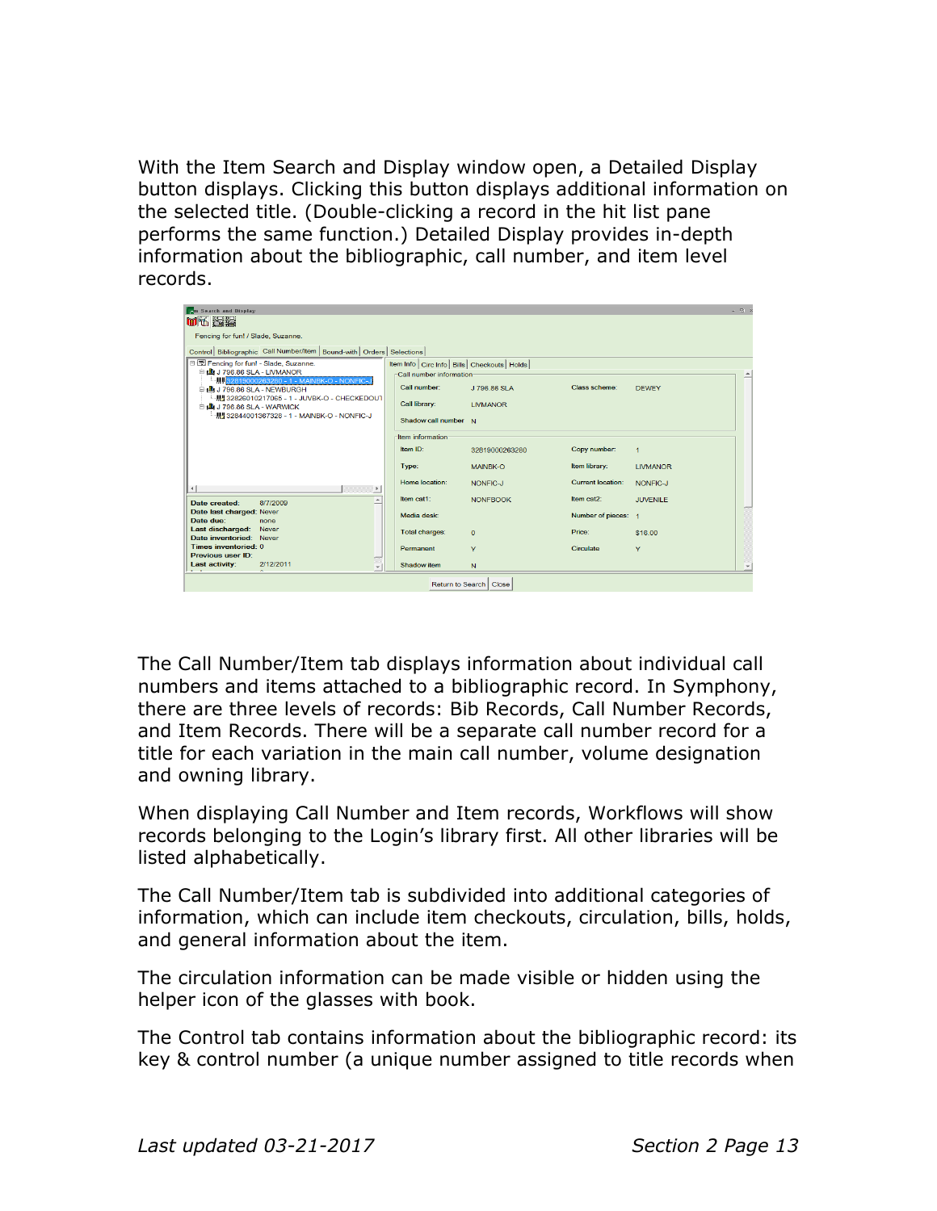With the Item Search and Display window open, a Detailed Display button displays. Clicking this button displays additional information on the selected title. (Double-clicking a record in the hit list pane performs the same function.) Detailed Display provides in-depth information about the bibliographic, call number, and item level records.

The Call Number/Item tab displays information about individual call numbers and items attached to a bibliographic record. In Symphony, there are three levels of records: Bib Records, Call Number Records, and Item Records. There will be a separate call number record for a title for each variation in the main call number, volume designation and owning library.

When displaying Call Number and Item records, Workflows will show records belonging to the Login's library first. All other libraries will be listed alphabetically.

The Call Number/Item tab is subdivided into additional categories of information, which can include item checkouts, circulation, bills, holds, and general information about the item.

The circulation information can be made visible or hidden using the helper icon of the glasses with book.

The Control tab contains information about the bibliographic record: its key & control number (a unique number assigned to title records when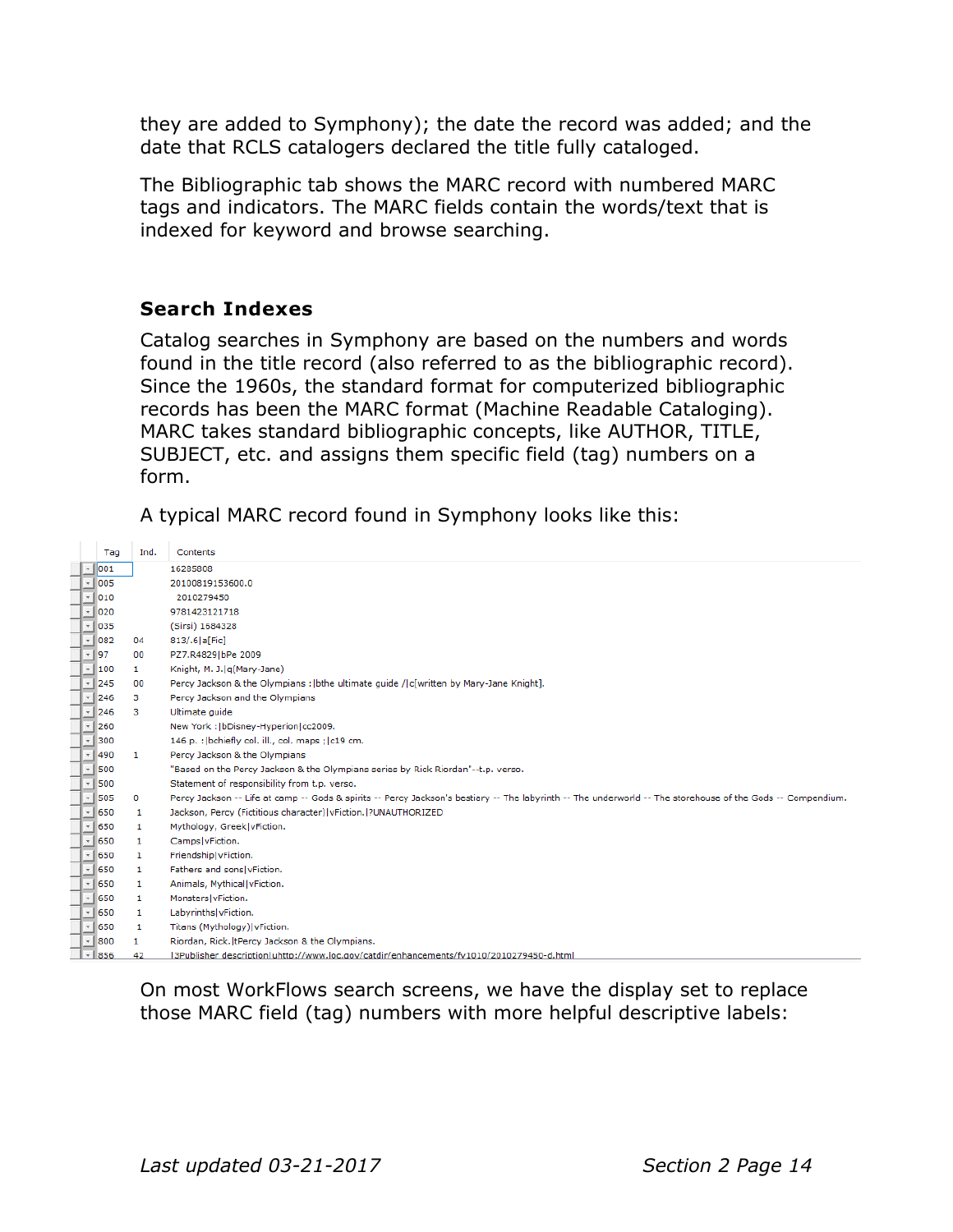they are added to Symphony); the date the record was added; and the date that RCLS catalogers declared the title fully cataloged.

The Bibliographic tab shows the MARC record with numbered MARC tags and indicators. The MARC fields contain the words/text that is indexed for keyword and browse searching.

### Search Indexes

Catalog searches in Symphony are based on the numbers and words found in the title record (also referred to as the bibliographic record). Since the 1960s, the standard format for computerized bibliographic records has been the MARC format (Machine Readable Cataloging). MARC takes standard bibliographic concepts, like AUTHOR, TITLE, SUBJECT, etc. and assigns them specific field (tag) numbers on a form.

A typical MARC record found in Symphony looks like this:

| Tag | Ind. | Contents |
|---|---|---|
| 001 | | 16285808 |
| 005 | | 20100819153600.0 |
| 010 | | 2010279450 |
| 020 | | 9781423121718 |
| 035 | | (Sirsi) 1684328 |
| 082 | 04 | 813/.6\|a[Fic] |
| 97 | 00 | PZ7.R4829\|bPe 2009 |
| 100 | 1 | Knight, M. J.\|q(Mary-Jane) |
| 245 | 00 | Percy Jackson & the Olympians :\|bthe ultimate guide /\|c[written by Mary-Jane Knight]. |
| 246 | 3 | Percy Jackson and the Olympians |
| 246 | 3 | Ultimate guide |
| 260 | | New York :\|bDisney-Hyperion\|cc2009. |
| 300 | | 146 p. :\|bchiefly col. ill., col. maps ;\|c19 cm. |
| 490 | 1 | Percy Jackson & the Olympians |
| 500 | | "Based on the Percy Jackson & the Olympians series by Rick Riordan"--t.p. verso. |
| 500 | | Statement of responsibility from t.p. verso. |
| 505 | 0 | Percy Jackson -- Life at camp -- Gods & spirits -- Percy Jackson's bestiary -- The labyrinth -- The underworld -- The storehouse of the Gods -- Compendium. |
| 650 | 1 | Jackson, Percy (Fictitious character)\|vFiction.\|?UNAUTHORIZED |
| 650 | 1 | Mythology, Greek\|vFiction. |
| 650 | 1 | Camps\|vFiction. |
| 650 | 1 | Friendship\|vFiction. |
| 650 | 1 | Fathers and sons\|vFiction. |
| 650 | 1 | Animals, Mythical\|vFiction. |
| 650 | 1 | Monsters\|vFiction. |
| 650 | 1 | Labyrinths\|vFiction. |
| 650 | 1 | Titans (Mythology)\|vFiction. |
| 800 | 1 | Riordan, Rick.\|tPercy Jackson & the Olympians. |
| 856 | 42 | \|3Publisher description\|uhttp://www.loc.gov/catdir/enhancements/fy1010/2010279450-d.html |

On most WorkFlows search screens, we have the display set to replace those MARC field (tag) numbers with more helpful descriptive labels: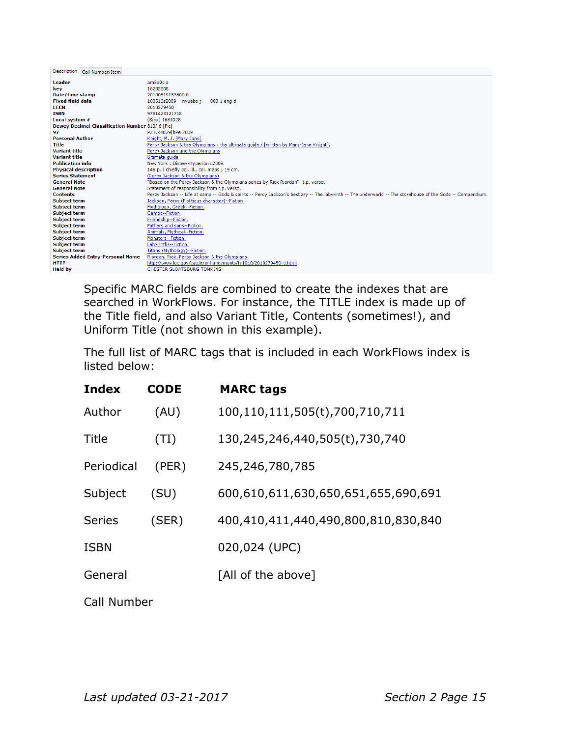| Description | Call Number/Item |
| --- | --- |
| **Leader** | am5a0c a |
| **key** | 16285808 |
| **Date/time stamp** | 20100819153600.0 |
| **Fixed field data** | 100616s2009 nyuabo j 000 1 eng d |
| **LCCN** | 2010279450 |
| **ISBN** | 9781423121718 |
| **Local system #** | (Sirsi) 1684328 |
| **Dewey Decimal Classification Number** | 813/.6 [Fic] |
| **97** | PZ7.R4829|bPe 2009 |
| **Personal Author** | Knight, M. J. (Mary-Jane) |
| **Title** | Percy Jackson & the Olympians : the ultimate guide / [written by Mary-Jane Knight]. |
| **Variant title** | Percy Jackson and the Olympians |
| **Variant title** | Ultimate guide |
| **Publication info** | New York : Disney-Hyperion c2009. |
| **Physical description** | 146 p. : chiefly col. ill., col. maps ; 19 cm. |
| **Series Statement** | (Percy Jackson & the Olympians) |
| **General Note** | "Based on the Percy Jackson & the Olympians series by Rick Riordan"--t.p. verso. |
| **General Note** | Statement of responsibility from t.p. verso. |
| **Contents** | Percy Jackson -- Life at camp -- Gods & spirits -- Percy Jackson's bestiary -- The labyrinth -- The underworld -- The storehouse of the Gods -- Compendium. |
| **Subject term** | Jackson, Percy (Fictitious character)--Fiction. |
| **Subject term** | Mythology, Greek--Fiction. |
| **Subject term** | Camps--Fiction. |
| **Subject term** | Friendship--Fiction. |
| **Subject term** | Fathers and sons--Fiction. |
| **Subject term** | Animals, Mythical--Fiction. |
| **Subject term** | Monsters--Fiction. |
| **Subject term** | Labyrinths--Fiction. |
| **Subject term** | Titans (Mythology)--Fiction. |
| **Series Added Entry-Personal Name** | Riordan, Rick. Percy Jackson & the Olympians. |
| **HTTP** | http://www.loc.gov/catdir/enhancements/fy1010/2010279450-d.html |
| **Held by** | CHESTER SLOATSBURG TOMKINS |

Specific MARC fields are combined to create the indexes that are searched in WorkFlows. For instance, the TITLE index is made up of the Title field, and also Variant Title, Contents (sometimes!), and Uniform Title (not shown in this example).

The full list of MARC tags that is included in each WorkFlows index is listed below:

| Index | CODE | MARC tags |
| --- | --- | --- |
| Author | (AU) | 100,110,111,505(t),700,710,711 |
| Title | (TI) | 130,245,246,440,505(t),730,740 |
| Periodical | (PER) | 245,246,780,785 |
| Subject | (SU) | 600,610,611,630,650,651,655,690,691 |
| Series | (SER) | 400,410,411,440,490,800,810,830,840 |
| ISBN | | 020,024 (UPC) |
| General | | [All of the above] |
| Call Number | | |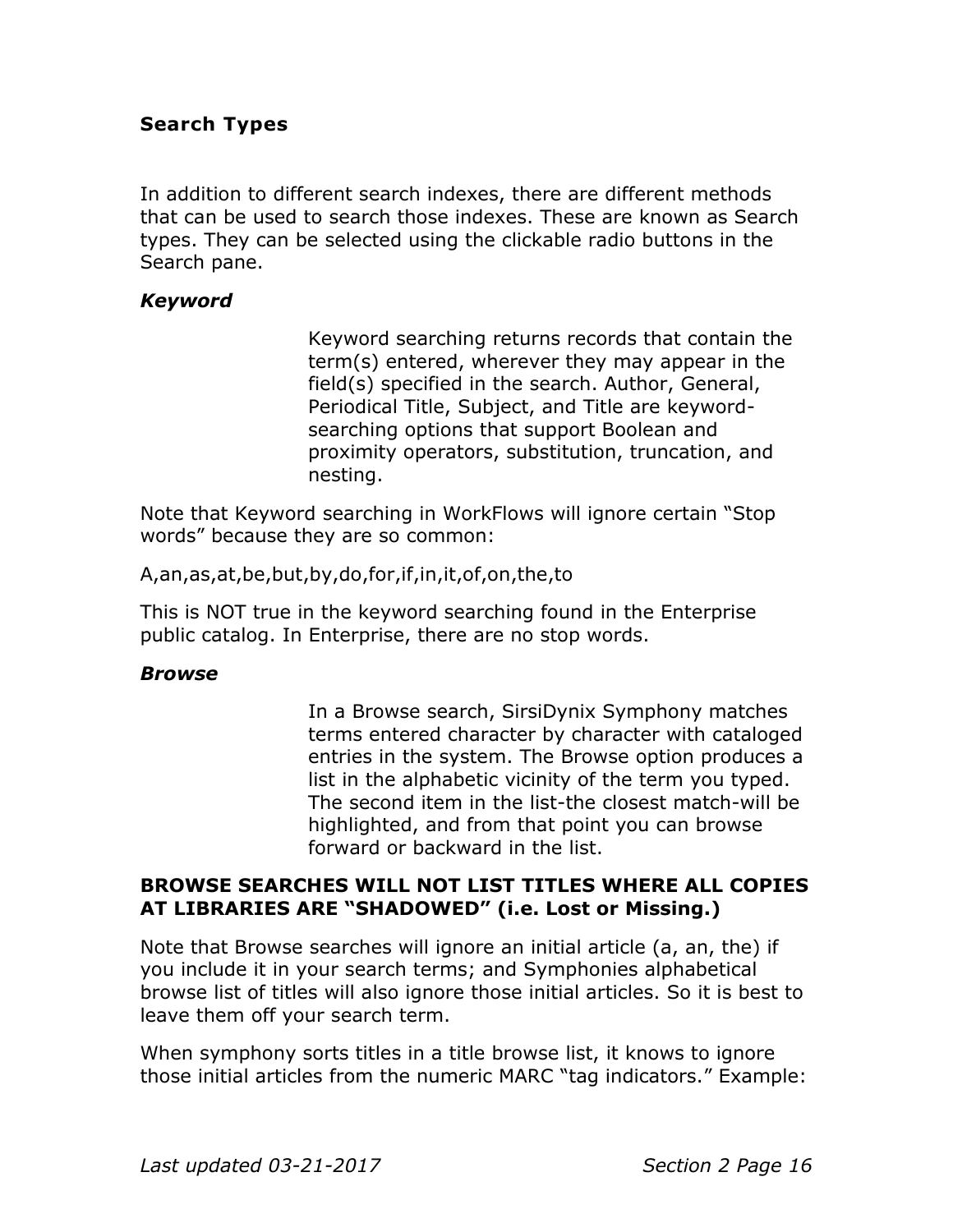## Search Types

In addition to different search indexes, there are different methods that can be used to search those indexes. These are known as Search types. They can be selected using the clickable radio buttons in the Search pane.

### *Keyword*

Keyword searching returns records that contain the term(s) entered, wherever they may appear in the field(s) specified in the search. Author, General, Periodical Title, Subject, and Title are keyword-searching options that support Boolean and proximity operators, substitution, truncation, and nesting.

Note that Keyword searching in WorkFlows will ignore certain "Stop words" because they are so common:

A,an,as,at,be,but,by,do,for,if,in,it,of,on,the,to

This is NOT true in the keyword searching found in the Enterprise public catalog. In Enterprise, there are no stop words.

### *Browse*

In a Browse search, SirsiDynix Symphony matches terms entered character by character with cataloged entries in the system. The Browse option produces a list in the alphabetic vicinity of the term you typed. The second item in the list-the closest match-will be highlighted, and from that point you can browse forward or backward in the list.

**BROWSE SEARCHES WILL NOT LIST TITLES WHERE ALL COPIES AT LIBRARIES ARE "SHADOWED" (i.e. Lost or Missing.)**

Note that Browse searches will ignore an initial article (a, an, the) if you include it in your search terms; and Symphonies alphabetical browse list of titles will also ignore those initial articles. So it is best to leave them off your search term.

When symphony sorts titles in a title browse list, it knows to ignore those initial articles from the numeric MARC "tag indicators." Example: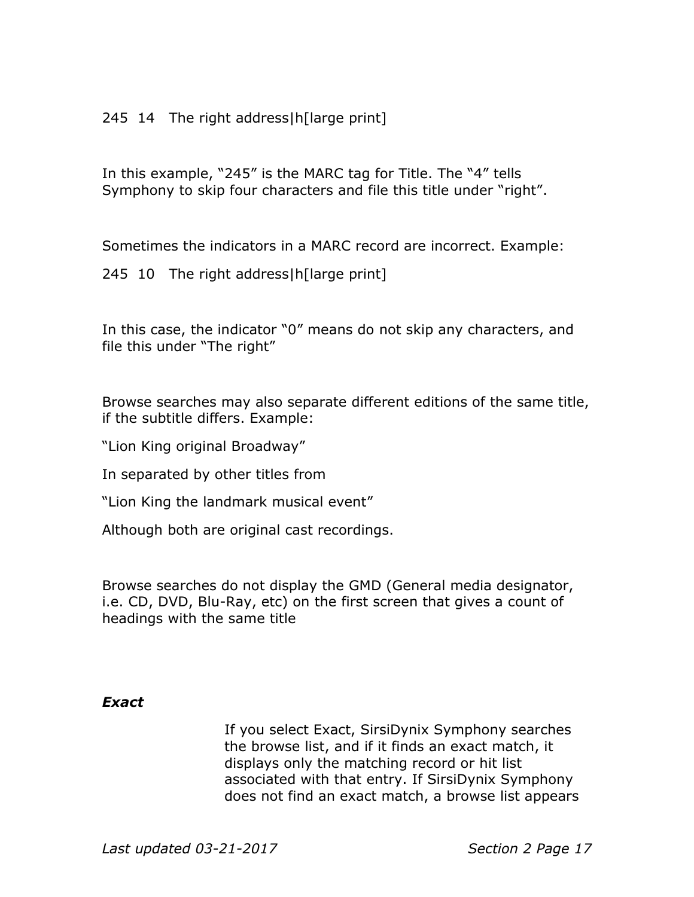245 14 The right address|h[large print]

In this example, “245” is the MARC tag for Title. The “4” tells Symphony to skip four characters and file this title under “right”.

Sometimes the indicators in a MARC record are incorrect. Example:

245 10 The right address|h[large print]

In this case, the indicator “0” means do not skip any characters, and file this under “The right”

Browse searches may also separate different editions of the same title, if the subtitle differs. Example:

“Lion King original Broadway”

In separated by other titles from

“Lion King the landmark musical event”

Although both are original cast recordings.

Browse searches do not display the GMD (General media designator, i.e. CD, DVD, Blu-Ray, etc) on the first screen that gives a count of headings with the same title

***Exact***

If you select Exact, SirsiDynix Symphony searches the browse list, and if it finds an exact match, it displays only the matching record or hit list associated with that entry. If SirsiDynix Symphony does not find an exact match, a browse list appears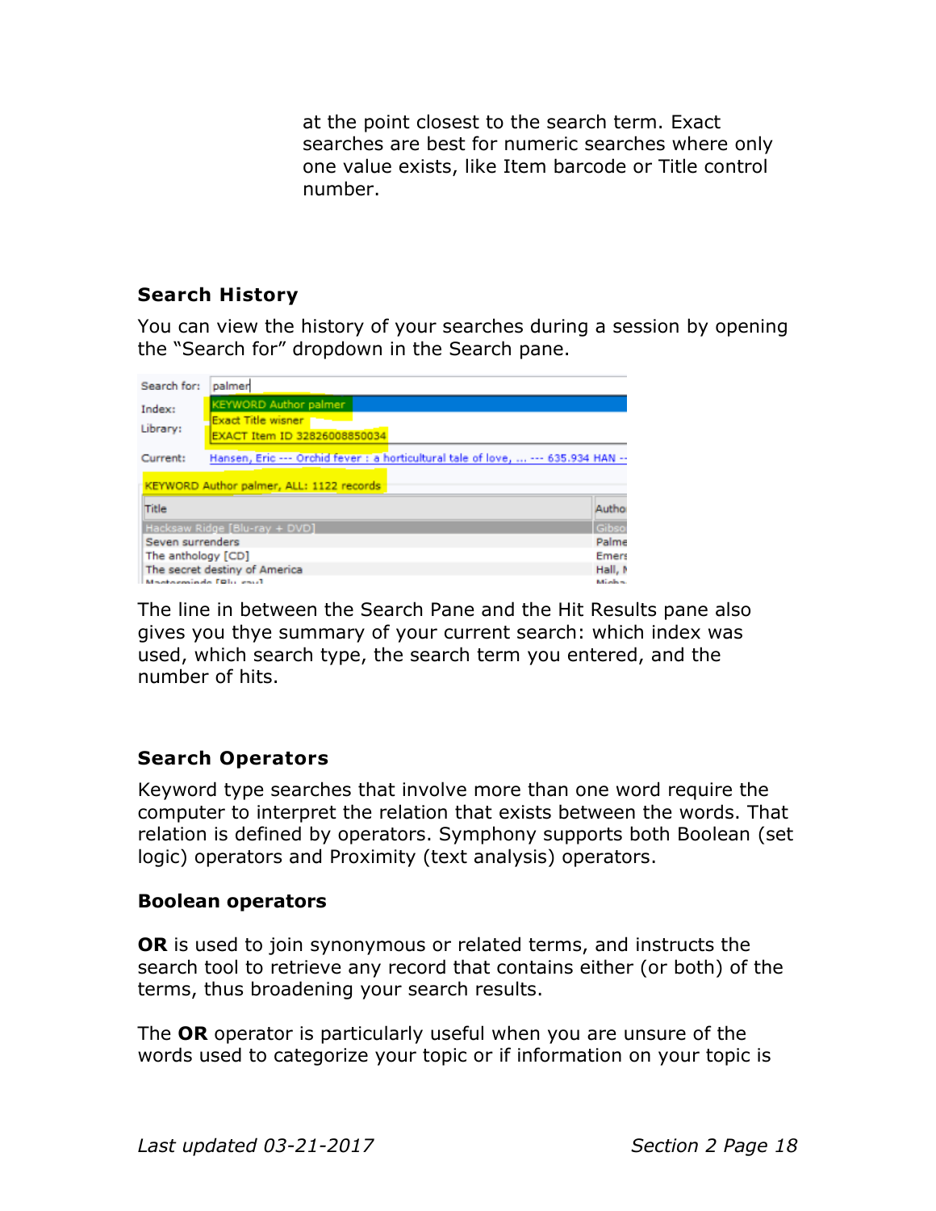at the point closest to the search term. Exact searches are best for numeric searches where only one value exists, like Item barcode or Title control number.

### Search History

You can view the history of your searches during a session by opening the "Search for" dropdown in the Search pane.

The line in between the Search Pane and the Hit Results pane also gives you thye summary of your current search: which index was used, which search type, the search term you entered, and the number of hits.

### Search Operators

Keyword type searches that involve more than one word require the computer to interpret the relation that exists between the words. That relation is defined by operators. Symphony supports both Boolean (set logic) operators and Proximity (text analysis) operators.

### Boolean operators

**OR** is used to join synonymous or related terms, and instructs the search tool to retrieve any record that contains either (or both) of the terms, thus broadening your search results.

The **OR** operator is particularly useful when you are unsure of the words used to categorize your topic or if information on your topic is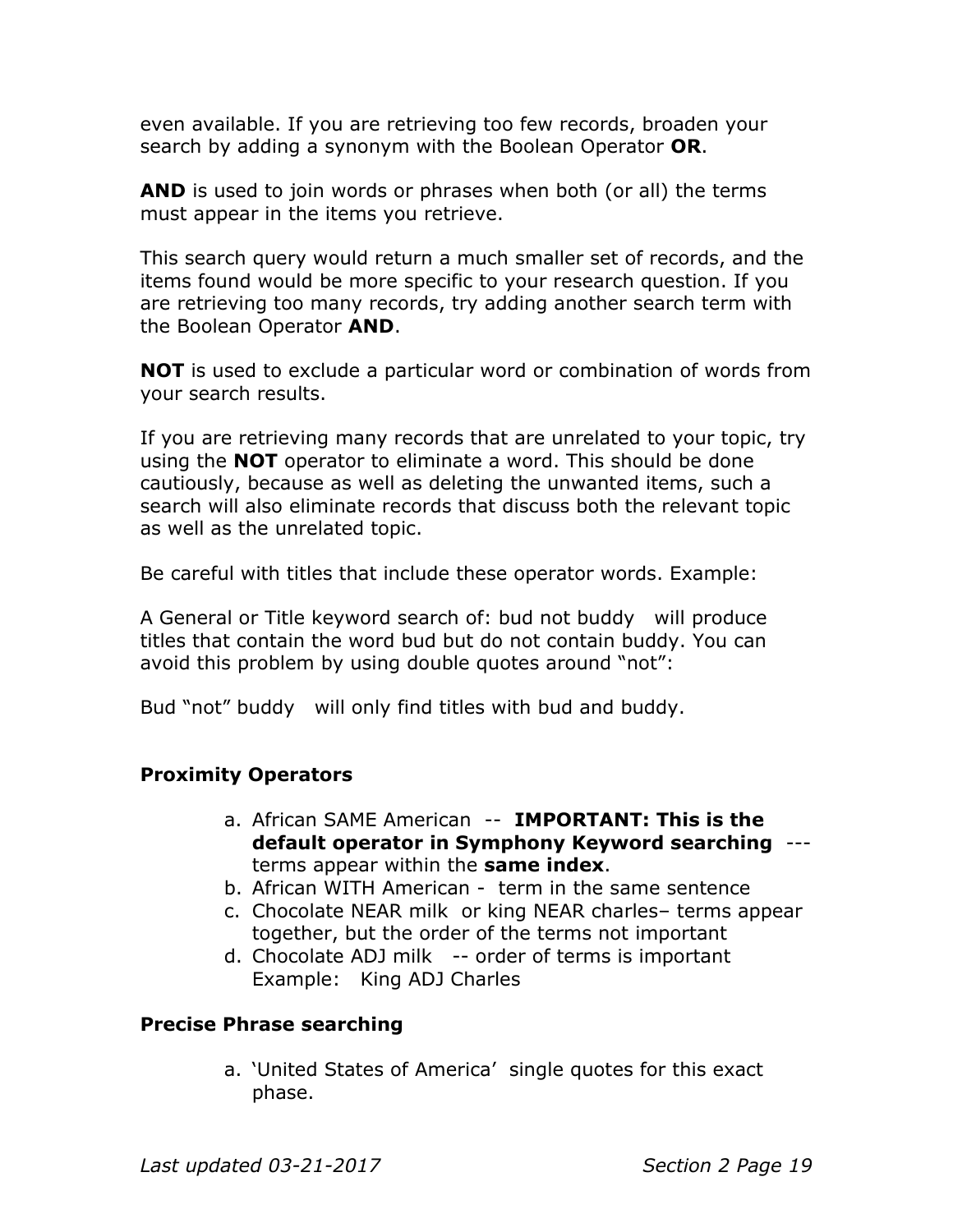even available. If you are retrieving too few records, broaden your search by adding a synonym with the Boolean Operator **OR**.

**AND** is used to join words or phrases when both (or all) the terms must appear in the items you retrieve.

This search query would return a much smaller set of records, and the items found would be more specific to your research question. If you are retrieving too many records, try adding another search term with the Boolean Operator **AND**.

**NOT** is used to exclude a particular word or combination of words from your search results.

If you are retrieving many records that are unrelated to your topic, try using the **NOT** operator to eliminate a word. This should be done cautiously, because as well as deleting the unwanted items, such a search will also eliminate records that discuss both the relevant topic as well as the unrelated topic.

Be careful with titles that include these operator words. Example:

A General or Title keyword search of: bud not buddy   will produce titles that contain the word bud but do not contain buddy. You can avoid this problem by using double quotes around "not":

Bud "not" buddy   will only find titles with bud and buddy.

### Proximity Operators

a. African SAME American  --  **IMPORTANT: This is the default operator in Symphony Keyword searching**  --- terms appear within the **same index**.
b. African WITH American -  term in the same sentence
c. Chocolate NEAR milk  or king NEAR charles– terms appear together, but the order of the terms not important
d. Chocolate ADJ milk   -- order of terms is important
   Example:   King ADJ Charles

### Precise Phrase searching

a. 'United States of America'  single quotes for this exact phase.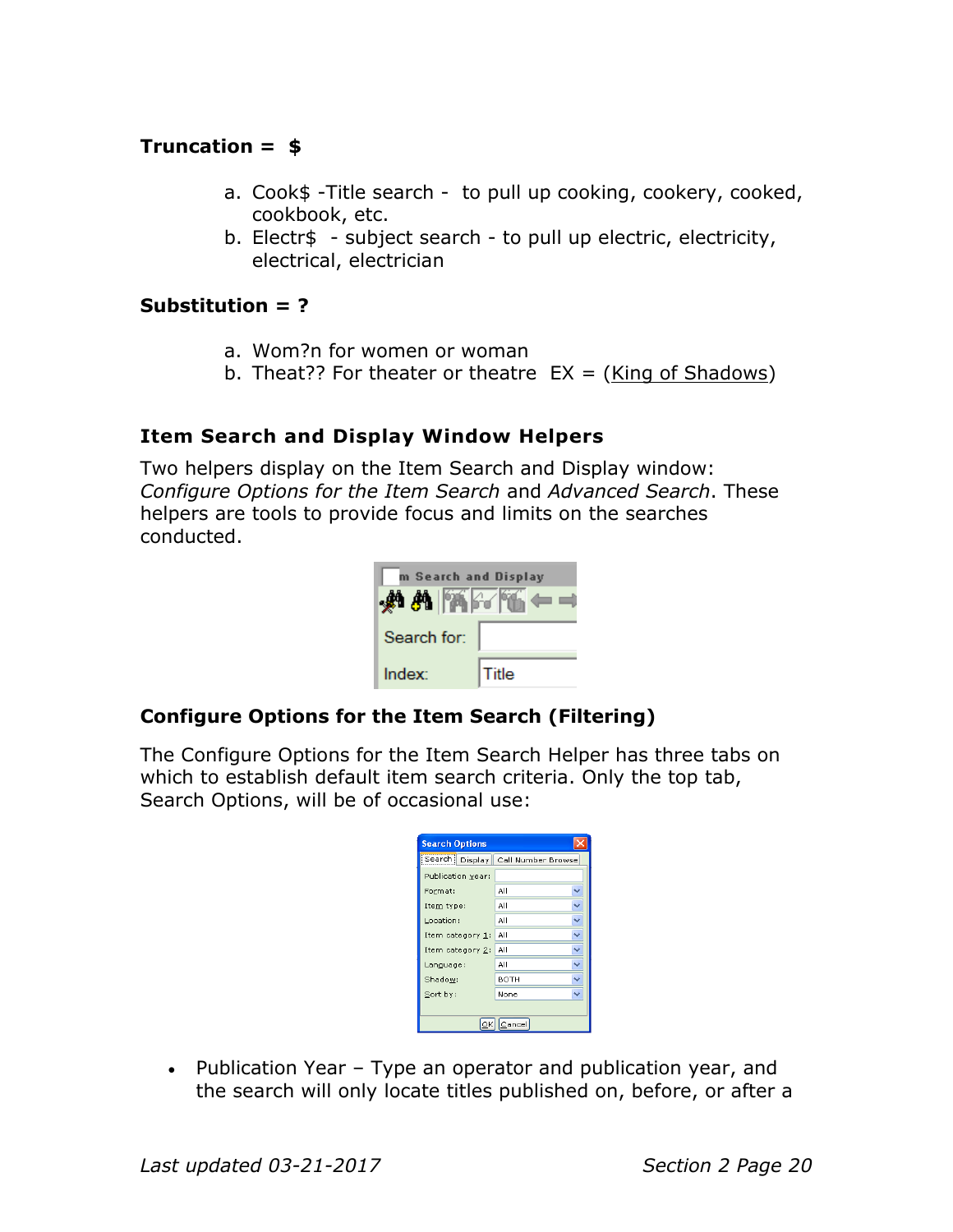**Truncation = $**

a. Cook$ -Title search - to pull up cooking, cookery, cooked, cookbook, etc.
b. Electr$ - subject search - to pull up electric, electricity, electrical, electrician

**Substitution = ?**

a. Wom?n for women or woman
b. Theat?? For theater or theatre EX = (King of Shadows)

### Item Search and Display Window Helpers

Two helpers display on the Item Search and Display window: *Configure Options for the Item Search* and *Advanced Search*. These helpers are tools to provide focus and limits on the searches conducted.

### Configure Options for the Item Search (Filtering)

The Configure Options for the Item Search Helper has three tabs on which to establish default item search criteria. Only the top tab, Search Options, will be of occasional use:

- Publication Year – Type an operator and publication year, and the search will only locate titles published on, before, or after a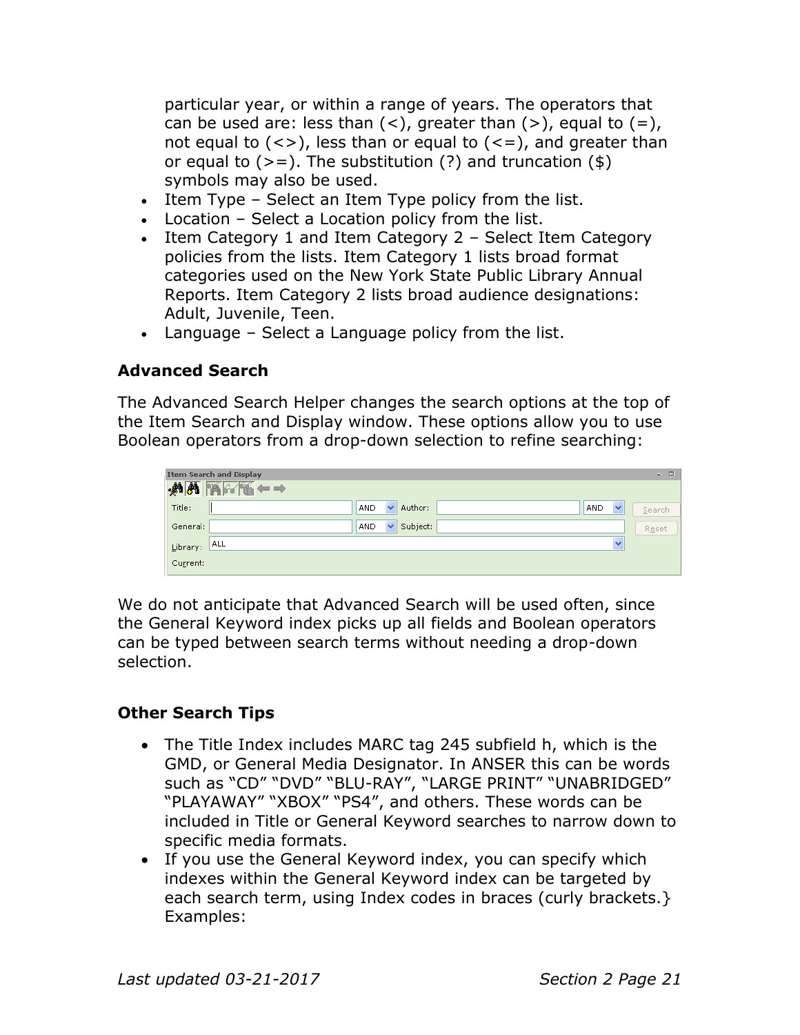particular year, or within a range of years. The operators that can be used are: less than (<), greater than (>), equal to (=), not equal to (<>), less than or equal to (<=), and greater than or equal to (>=). The substitution (?) and truncation ($) symbols may also be used.

- Item Type – Select an Item Type policy from the list.
- Location – Select a Location policy from the list.
- Item Category 1 and Item Category 2 – Select Item Category policies from the lists. Item Category 1 lists broad format categories used on the New York State Public Library Annual Reports. Item Category 2 lists broad audience designations: Adult, Juvenile, Teen.
- Language – Select a Language policy from the list.

### Advanced Search

The Advanced Search Helper changes the search options at the top of the Item Search and Display window. These options allow you to use Boolean operators from a drop-down selection to refine searching:

We do not anticipate that Advanced Search will be used often, since the General Keyword index picks up all fields and Boolean operators can be typed between search terms without needing a drop-down selection.

### Other Search Tips

- The Title Index includes MARC tag 245 subfield h, which is the GMD, or General Media Designator. In ANSER this can be words such as "CD" "DVD" "BLU-RAY", "LARGE PRINT" "UNABRIDGED" "PLAYAWAY" "XBOX" "PS4", and others. These words can be included in Title or General Keyword searches to narrow down to specific media formats.
- If you use the General Keyword index, you can specify which indexes within the General Keyword index can be targeted by each search term, using Index codes in braces (curly brackets.} Examples: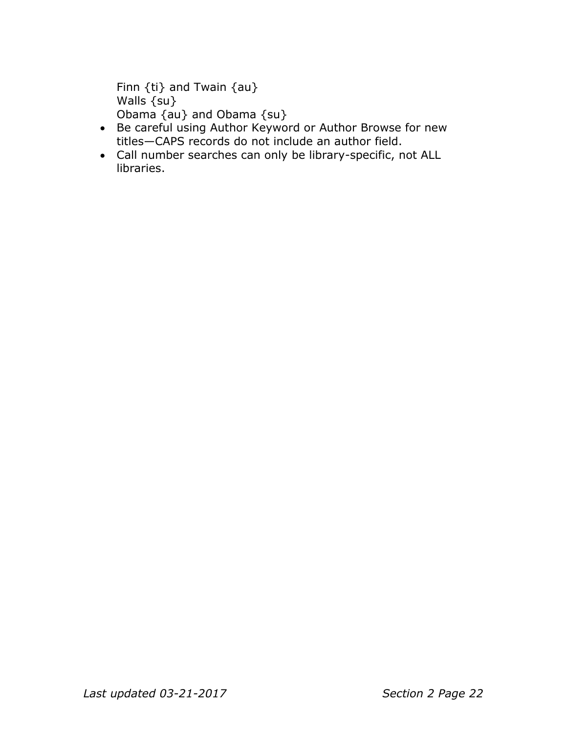Finn {ti} and Twain {au}  
Walls {su}  
Obama {au} and Obama {su}

- Be careful using Author Keyword or Author Browse for new titles—CAPS records do not include an author field.
- Call number searches can only be library-specific, not ALL libraries.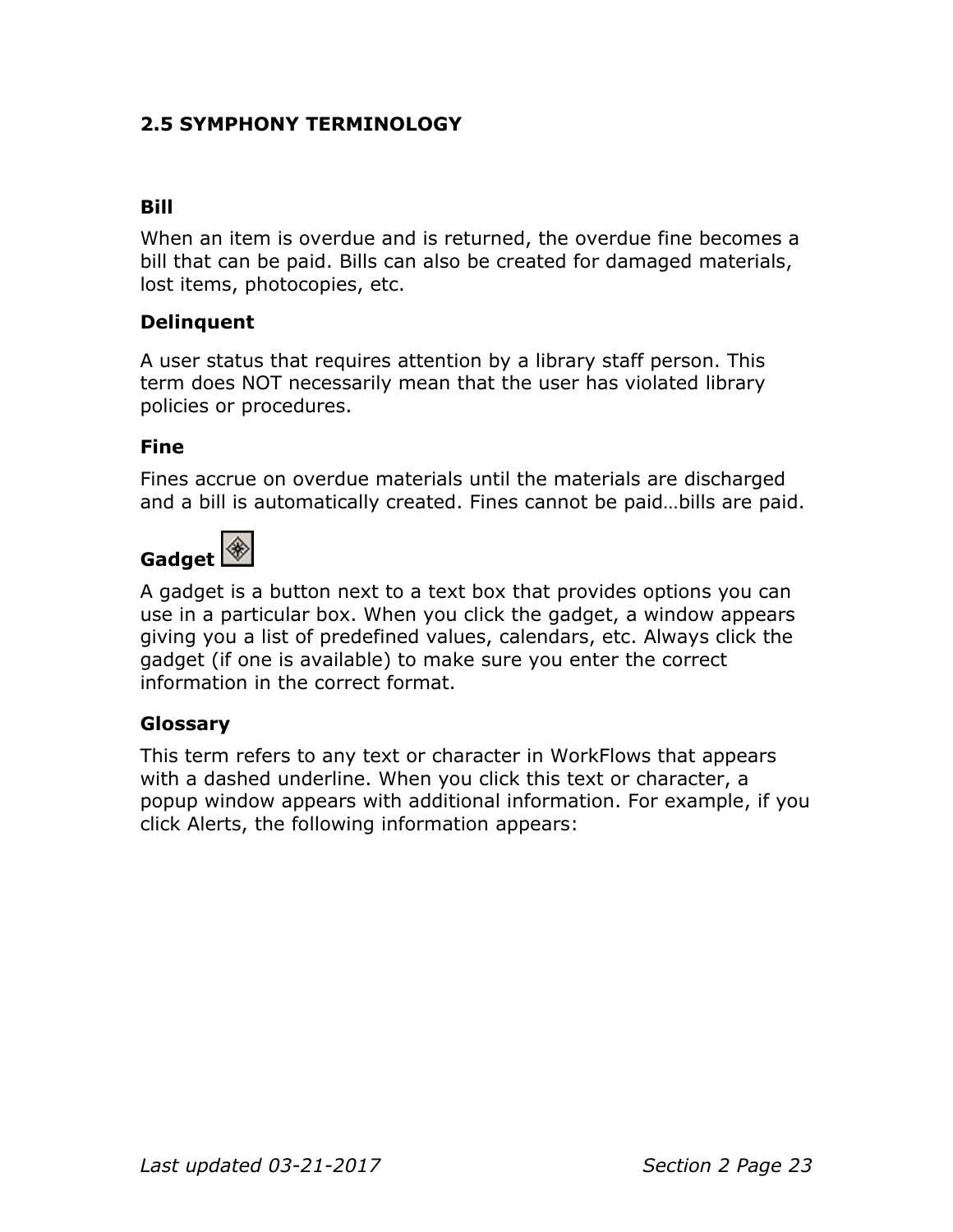## 2.5 SYMPHONY TERMINOLOGY

**Bill**

When an item is overdue and is returned, the overdue fine becomes a bill that can be paid. Bills can also be created for damaged materials, lost items, photocopies, etc.

**Delinquent**

A user status that requires attention by a library staff person. This term does NOT necessarily mean that the user has violated library policies or procedures.

**Fine**

Fines accrue on overdue materials until the materials are discharged and a bill is automatically created. Fines cannot be paid…bills are paid.

**Gadget**

A gadget is a button next to a text box that provides options you can use in a particular box. When you click the gadget, a window appears giving you a list of predefined values, calendars, etc. Always click the gadget (if one is available) to make sure you enter the correct information in the correct format.

**Glossary**

This term refers to any text or character in WorkFlows that appears with a dashed underline. When you click this text or character, a popup window appears with additional information. For example, if you click Alerts, the following information appears: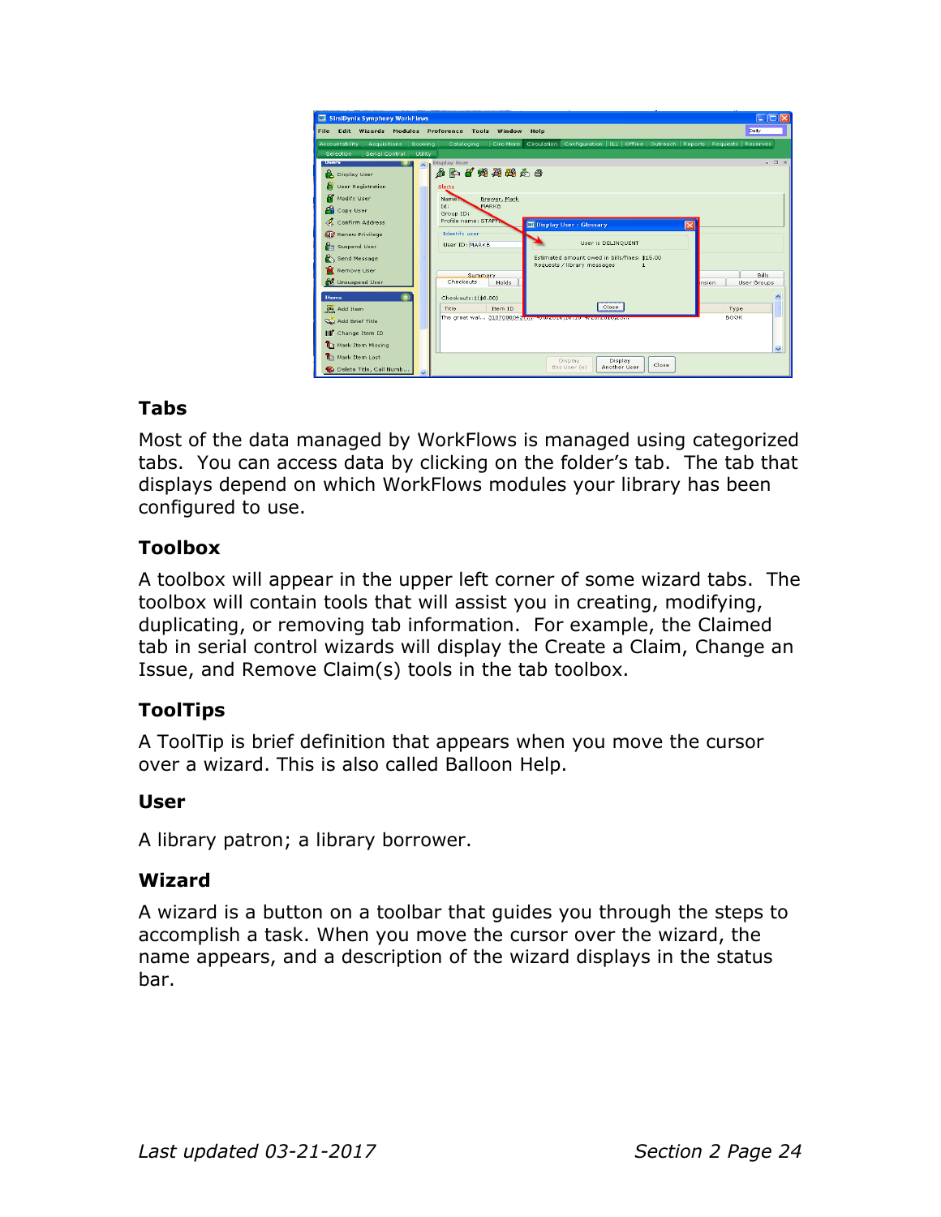## Tabs

Most of the data managed by WorkFlows is managed using categorized tabs. You can access data by clicking on the folder's tab. The tab that displays depend on which WorkFlows modules your library has been configured to use.

## Toolbox

A toolbox will appear in the upper left corner of some wizard tabs. The toolbox will contain tools that will assist you in creating, modifying, duplicating, or removing tab information. For example, the Claimed tab in serial control wizards will display the Create a Claim, Change an Issue, and Remove Claim(s) tools in the tab toolbox.

## ToolTips

A ToolTip is brief definition that appears when you move the cursor over a wizard. This is also called Balloon Help.

## User

A library patron; a library borrower.

## Wizard

A wizard is a button on a toolbar that guides you through the steps to accomplish a task. When you move the cursor over the wizard, the name appears, and a description of the wizard displays in the status bar.

*Last updated 03-21-2017*